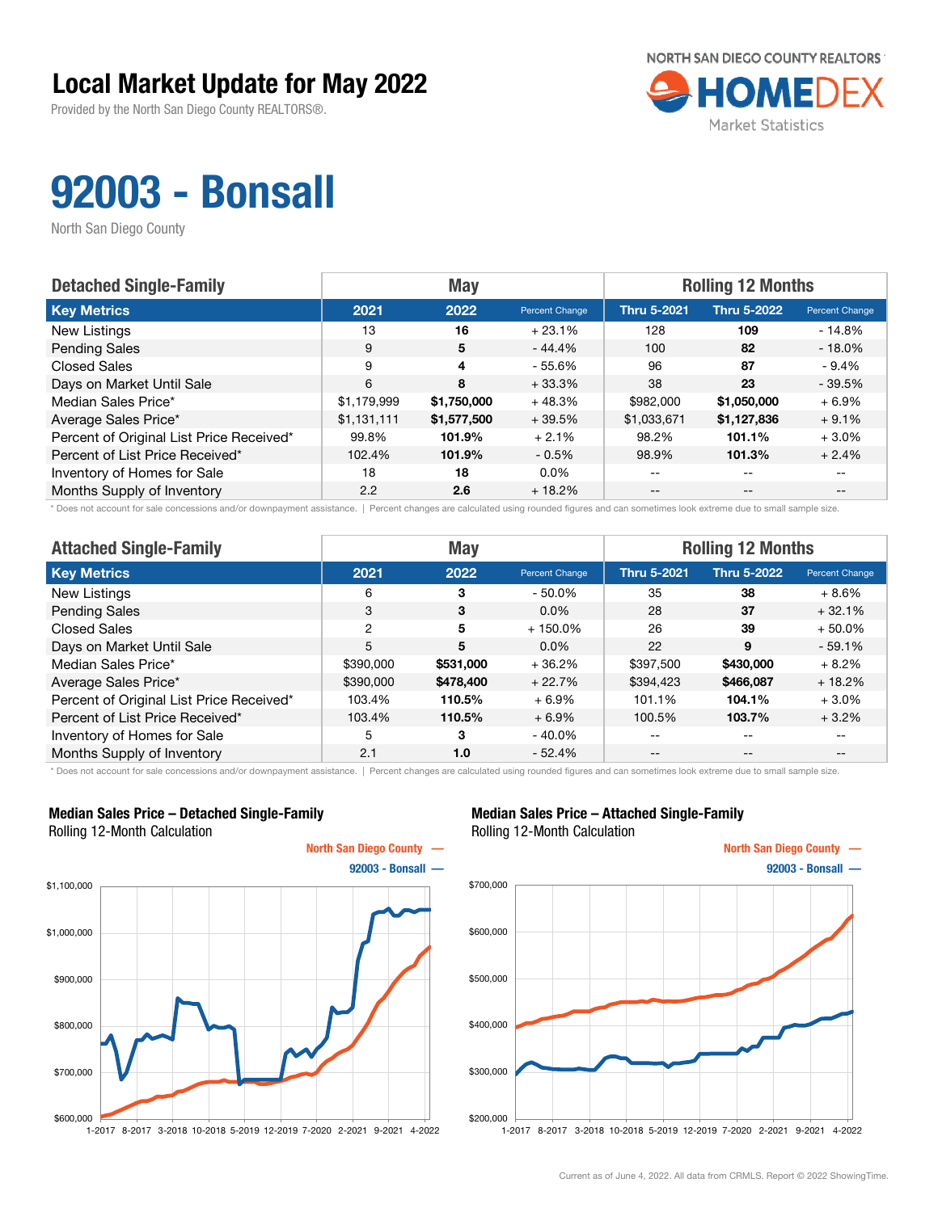# Local Market Update for May 2022

Provided by the North San Diego County REALTORS®.

NORTH SAN DIEGO COUNTY REALTORS HOMEDEX Market Statistics

# 92003 - Bonsall

North San Diego County

| Detached Single-Family | May | | | Rolling 12 Months | | |
|---|---|---|---|---|---|---|
| **Key Metrics** | **2021** | **2022** | **Percent Change** | **Thru 5-2021** | **Thru 5-2022** | **Percent Change** |
| New Listings | 13 | **16** | + 23.1% | 128 | **109** | - 14.8% |
| Pending Sales | 9 | **5** | - 44.4% | 100 | **82** | - 18.0% |
| Closed Sales | 9 | **4** | - 55.6% | 96 | **87** | - 9.4% |
| Days on Market Until Sale | 6 | **8** | + 33.3% | 38 | **23** | - 39.5% |
| Median Sales Price* | $1,179,999 | **$1,750,000** | + 48.3% | $982,000 | **$1,050,000** | + 6.9% |
| Average Sales Price* | $1,131,111 | **$1,577,500** | + 39.5% | $1,033,671 | **$1,127,836** | + 9.1% |
| Percent of Original List Price Received* | 99.8% | **101.9%** | + 2.1% | 98.2% | **101.1%** | + 3.0% |
| Percent of List Price Received* | 102.4% | **101.9%** | - 0.5% | 98.9% | **101.3%** | + 2.4% |
| Inventory of Homes for Sale | 18 | **18** | 0.0% | -- | -- | -- |
| Months Supply of Inventory | 2.2 | **2.6** | + 18.2% | -- | -- | -- |

\* Does not account for sale concessions and/or downpayment assistance. | Percent changes are calculated using rounded figures and can sometimes look extreme due to small sample size.

| Attached Single-Family | May | | | Rolling 12 Months | | |
|---|---|---|---|---|---|---|
| **Key Metrics** | **2021** | **2022** | **Percent Change** | **Thru 5-2021** | **Thru 5-2022** | **Percent Change** |
| New Listings | 6 | **3** | - 50.0% | 35 | **38** | + 8.6% |
| Pending Sales | 3 | **3** | 0.0% | 28 | **37** | + 32.1% |
| Closed Sales | 2 | **5** | + 150.0% | 26 | **39** | + 50.0% |
| Days on Market Until Sale | 5 | **5** | 0.0% | 22 | **9** | - 59.1% |
| Median Sales Price* | $390,000 | **$531,000** | + 36.2% | $397,500 | **$430,000** | + 8.2% |
| Average Sales Price* | $390,000 | **$478,400** | + 22.7% | $394,423 | **$466,087** | + 18.2% |
| Percent of Original List Price Received* | 103.4% | **110.5%** | + 6.9% | 101.1% | **104.1%** | + 3.0% |
| Percent of List Price Received* | 103.4% | **110.5%** | + 6.9% | 100.5% | **103.7%** | + 3.2% |
| Inventory of Homes for Sale | 5 | **3** | - 40.0% | -- | -- | -- |
| Months Supply of Inventory | 2.1 | **1.0** | - 52.4% | -- | -- | -- |

\* Does not account for sale concessions and/or downpayment assistance. | Percent changes are calculated using rounded figures and can sometimes look extreme due to small sample size.

**Median Sales Price – Detached Single-Family**
Rolling 12-Month Calculation

North San Diego County — 92003 - Bonsall —

**Median Sales Price – Attached Single-Family**
Rolling 12-Month Calculation

North San Diego County — 92003 - Bonsall —

Current as of June 4, 2022. All data from CRMLS. Report © 2022 ShowingTime.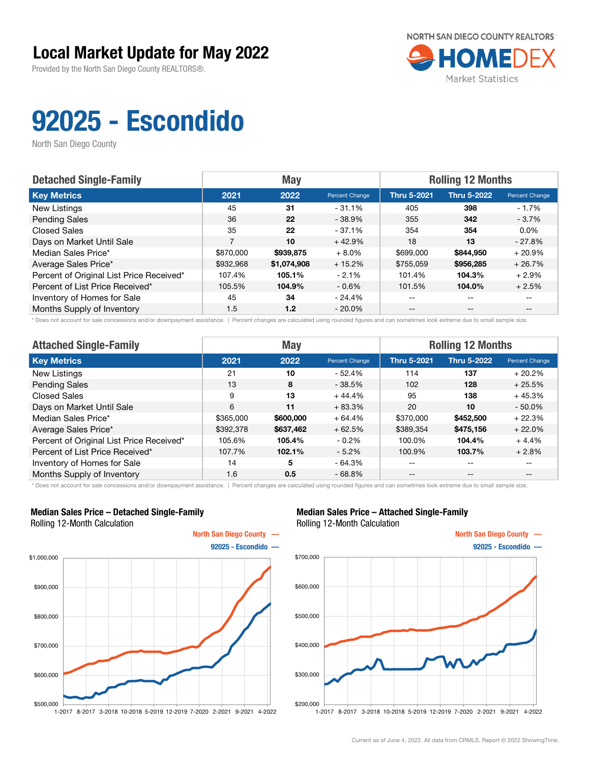# Local Market Update for May 2022

Provided by the North San Diego County REALTORS®.

NORTH SAN DIEGO COUNTY REALTORS HOMEDEX Market Statistics

# 92025 - Escondido

North San Diego County

| Detached Single-Family | May | | | Rolling 12 Months | | |
|---|---|---|---|---|---|---|
| Key Metrics | 2021 | 2022 | Percent Change | Thru 5-2021 | Thru 5-2022 | Percent Change |
| New Listings | 45 | **31** | - 31.1% | 405 | **398** | - 1.7% |
| Pending Sales | 36 | **22** | - 38.9% | 355 | **342** | - 3.7% |
| Closed Sales | 35 | **22** | - 37.1% | 354 | **354** | 0.0% |
| Days on Market Until Sale | 7 | **10** | + 42.9% | 18 | **13** | - 27.8% |
| Median Sales Price* | $870,000 | **$939,875** | + 8.0% | $699,000 | **$844,950** | + 20.9% |
| Average Sales Price* | $932,968 | **$1,074,908** | + 15.2% | $755,059 | **$956,285** | + 26.7% |
| Percent of Original List Price Received* | 107.4% | **105.1%** | - 2.1% | 101.4% | **104.3%** | + 2.9% |
| Percent of List Price Received* | 105.5% | **104.9%** | - 0.6% | 101.5% | **104.0%** | + 2.5% |
| Inventory of Homes for Sale | 45 | **34** | - 24.4% | -- | -- | -- |
| Months Supply of Inventory | 1.5 | **1.2** | - 20.0% | -- | -- | -- |

* Does not account for sale concessions and/or downpayment assistance. | Percent changes are calculated using rounded figures and can sometimes look extreme due to small sample size.

| Attached Single-Family | May | | | Rolling 12 Months | | |
|---|---|---|---|---|---|---|
| Key Metrics | 2021 | 2022 | Percent Change | Thru 5-2021 | Thru 5-2022 | Percent Change |
| New Listings | 21 | **10** | - 52.4% | 114 | **137** | + 20.2% |
| Pending Sales | 13 | **8** | - 38.5% | 102 | **128** | + 25.5% |
| Closed Sales | 9 | **13** | + 44.4% | 95 | **138** | + 45.3% |
| Days on Market Until Sale | 6 | **11** | + 83.3% | 20 | **10** | - 50.0% |
| Median Sales Price* | $365,000 | **$600,000** | + 64.4% | $370,000 | **$452,500** | + 22.3% |
| Average Sales Price* | $392,378 | **$637,462** | + 62.5% | $389,354 | **$475,156** | + 22.0% |
| Percent of Original List Price Received* | 105.6% | **105.4%** | - 0.2% | 100.0% | **104.4%** | + 4.4% |
| Percent of List Price Received* | 107.7% | **102.1%** | - 5.2% | 100.9% | **103.7%** | + 2.8% |
| Inventory of Homes for Sale | 14 | **5** | - 64.3% | -- | -- | -- |
| Months Supply of Inventory | 1.6 | **0.5** | - 68.8% | -- | -- | -- |

* Does not account for sale concessions and/or downpayment assistance. | Percent changes are calculated using rounded figures and can sometimes look extreme due to small sample size.

**Median Sales Price – Detached Single-Family**
Rolling 12-Month Calculation

North San Diego County —
92025 - Escondido —

**Median Sales Price – Attached Single-Family**
Rolling 12-Month Calculation

North San Diego County —
92025 - Escondido —

Current as of June 4, 2022. All data from CRMLS. Report © 2022 ShowingTime.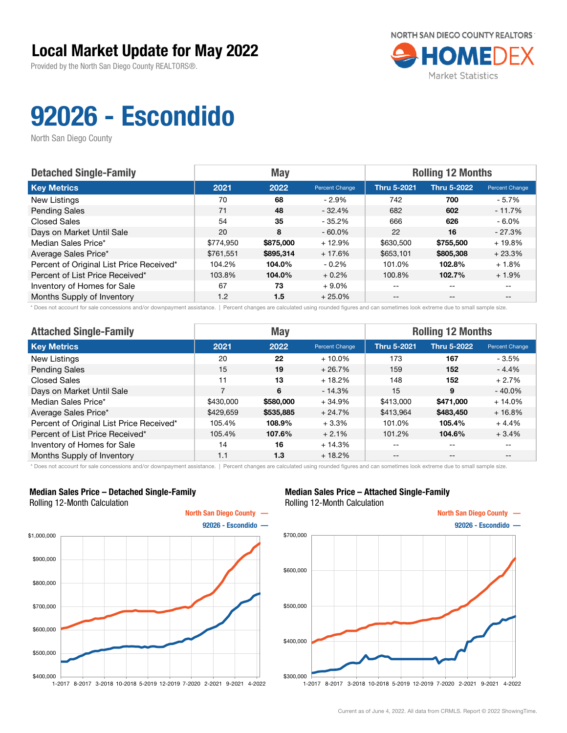# Local Market Update for May 2022

Provided by the North San Diego County REALTORS®.

NORTH SAN DIEGO COUNTY REALTORS HOMEDEX Market Statistics

# 92026 - Escondido

North San Diego County

| Detached Single-Family | May | | | Rolling 12 Months | | |
|---|---|---|---|---|---|---|
| **Key Metrics** | **2021** | **2022** | **Percent Change** | **Thru 5-2021** | **Thru 5-2022** | **Percent Change** |
| New Listings | 70 | **68** | - 2.9% | 742 | **700** | - 5.7% |
| Pending Sales | 71 | **48** | - 32.4% | 682 | **602** | - 11.7% |
| Closed Sales | 54 | **35** | - 35.2% | 666 | **626** | - 6.0% |
| Days on Market Until Sale | 20 | **8** | - 60.0% | 22 | **16** | - 27.3% |
| Median Sales Price* | $774,950 | **$875,000** | + 12.9% | $630,500 | **$755,500** | + 19.8% |
| Average Sales Price* | $761,551 | **$895,314** | + 17.6% | $653,101 | **$805,308** | + 23.3% |
| Percent of Original List Price Received* | 104.2% | **104.0%** | - 0.2% | 101.0% | **102.8%** | + 1.8% |
| Percent of List Price Received* | 103.8% | **104.0%** | + 0.2% | 100.8% | **102.7%** | + 1.9% |
| Inventory of Homes for Sale | 67 | **73** | + 9.0% | -- | -- | -- |
| Months Supply of Inventory | 1.2 | **1.5** | + 25.0% | -- | -- | -- |

* Does not account for sale concessions and/or downpayment assistance. | Percent changes are calculated using rounded figures and can sometimes look extreme due to small sample size.

| Attached Single-Family | May | | | Rolling 12 Months | | |
|---|---|---|---|---|---|---|
| **Key Metrics** | **2021** | **2022** | **Percent Change** | **Thru 5-2021** | **Thru 5-2022** | **Percent Change** |
| New Listings | 20 | **22** | + 10.0% | 173 | **167** | - 3.5% |
| Pending Sales | 15 | **19** | + 26.7% | 159 | **152** | - 4.4% |
| Closed Sales | 11 | **13** | + 18.2% | 148 | **152** | + 2.7% |
| Days on Market Until Sale | 7 | **6** | - 14.3% | 15 | **9** | - 40.0% |
| Median Sales Price* | $430,000 | **$580,000** | + 34.9% | $413,000 | **$471,000** | + 14.0% |
| Average Sales Price* | $429,659 | **$535,885** | + 24.7% | $413,964 | **$483,450** | + 16.8% |
| Percent of Original List Price Received* | 105.4% | **108.9%** | + 3.3% | 101.0% | **105.4%** | + 4.4% |
| Percent of List Price Received* | 105.4% | **107.6%** | + 2.1% | 101.2% | **104.6%** | + 3.4% |
| Inventory of Homes for Sale | 14 | **16** | + 14.3% | -- | -- | -- |
| Months Supply of Inventory | 1.1 | **1.3** | + 18.2% | -- | -- | -- |

* Does not account for sale concessions and/or downpayment assistance. | Percent changes are calculated using rounded figures and can sometimes look extreme due to small sample size.

**Median Sales Price – Detached Single-Family**
Rolling 12-Month Calculation

North San Diego County —
92026 - Escondido —

**Median Sales Price – Attached Single-Family**
Rolling 12-Month Calculation

North San Diego County —
92026 - Escondido —

Current as of June 4, 2022. All data from CRMLS. Report © 2022 ShowingTime.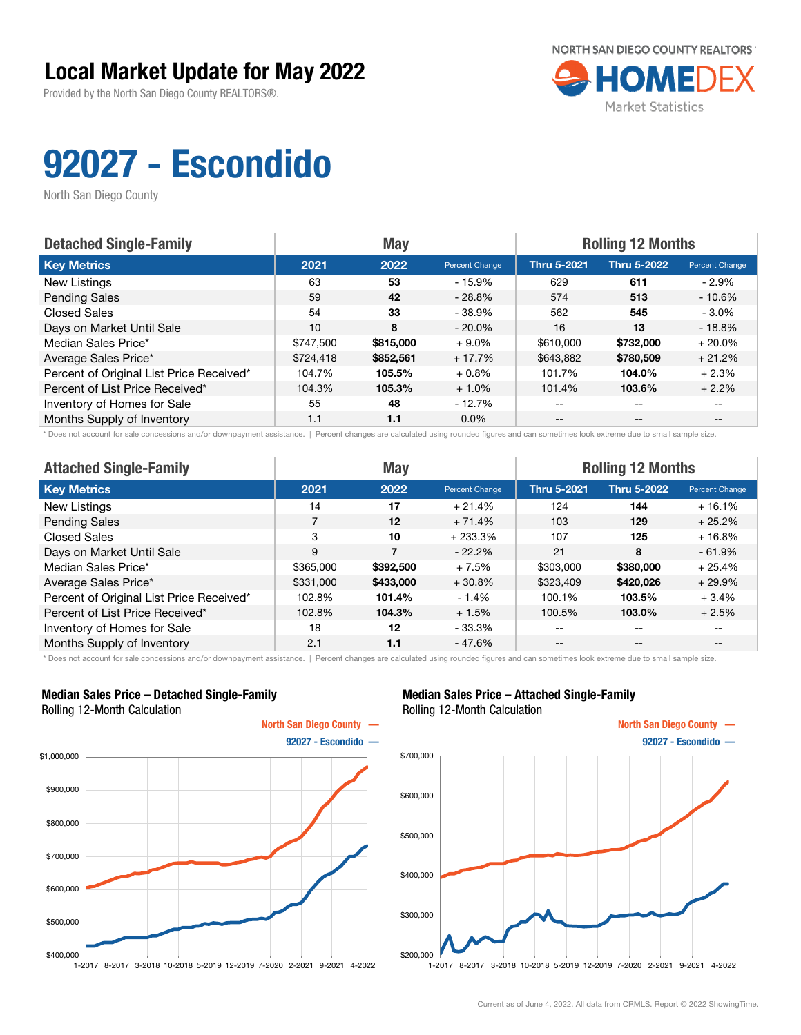# Local Market Update for May 2022

Provided by the North San Diego County REALTORS®.

NORTH SAN DIEGO COUNTY REALTORS® HOMEDEX Market Statistics

# 92027 - Escondido

North San Diego County

| Detached Single-Family | May | | | Rolling 12 Months | | |
|---|---|---|---|---|---|---|
| Key Metrics | 2021 | 2022 | Percent Change | Thru 5-2021 | Thru 5-2022 | Percent Change |
| New Listings | 63 | **53** | - 15.9% | 629 | **611** | - 2.9% |
| Pending Sales | 59 | **42** | - 28.8% | 574 | **513** | - 10.6% |
| Closed Sales | 54 | **33** | - 38.9% | 562 | **545** | - 3.0% |
| Days on Market Until Sale | 10 | **8** | - 20.0% | 16 | **13** | - 18.8% |
| Median Sales Price* | $747,500 | **$815,000** | + 9.0% | $610,000 | **$732,000** | + 20.0% |
| Average Sales Price* | $724,418 | **$852,561** | + 17.7% | $643,882 | **$780,509** | + 21.2% |
| Percent of Original List Price Received* | 104.7% | **105.5%** | + 0.8% | 101.7% | **104.0%** | + 2.3% |
| Percent of List Price Received* | 104.3% | **105.3%** | + 1.0% | 101.4% | **103.6%** | + 2.2% |
| Inventory of Homes for Sale | 55 | **48** | - 12.7% | -- | -- | -- |
| Months Supply of Inventory | 1.1 | **1.1** | 0.0% | -- | -- | -- |

\* Does not account for sale concessions and/or downpayment assistance. | Percent changes are calculated using rounded figures and can sometimes look extreme due to small sample size.

| Attached Single-Family | May | | | Rolling 12 Months | | |
|---|---|---|---|---|---|---|
| Key Metrics | 2021 | 2022 | Percent Change | Thru 5-2021 | Thru 5-2022 | Percent Change |
| New Listings | 14 | **17** | + 21.4% | 124 | **144** | + 16.1% |
| Pending Sales | 7 | **12** | + 71.4% | 103 | **129** | + 25.2% |
| Closed Sales | 3 | **10** | + 233.3% | 107 | **125** | + 16.8% |
| Days on Market Until Sale | 9 | **7** | - 22.2% | 21 | **8** | - 61.9% |
| Median Sales Price* | $365,000 | **$392,500** | + 7.5% | $303,000 | **$380,000** | + 25.4% |
| Average Sales Price* | $331,000 | **$433,000** | + 30.8% | $323,409 | **$420,026** | + 29.9% |
| Percent of Original List Price Received* | 102.8% | **101.4%** | - 1.4% | 100.1% | **103.5%** | + 3.4% |
| Percent of List Price Received* | 102.8% | **104.3%** | + 1.5% | 100.5% | **103.0%** | + 2.5% |
| Inventory of Homes for Sale | 18 | **12** | - 33.3% | -- | -- | -- |
| Months Supply of Inventory | 2.1 | **1.1** | - 47.6% | -- | -- | -- |

\* Does not account for sale concessions and/or downpayment assistance. | Percent changes are calculated using rounded figures and can sometimes look extreme due to small sample size.

**Median Sales Price – Detached Single-Family**
Rolling 12-Month Calculation

North San Diego County —
92027 - Escondido —

**Median Sales Price – Attached Single-Family**
Rolling 12-Month Calculation

North San Diego County —
92027 - Escondido —

Current as of June 4, 2022. All data from CRMLS. Report © 2022 ShowingTime.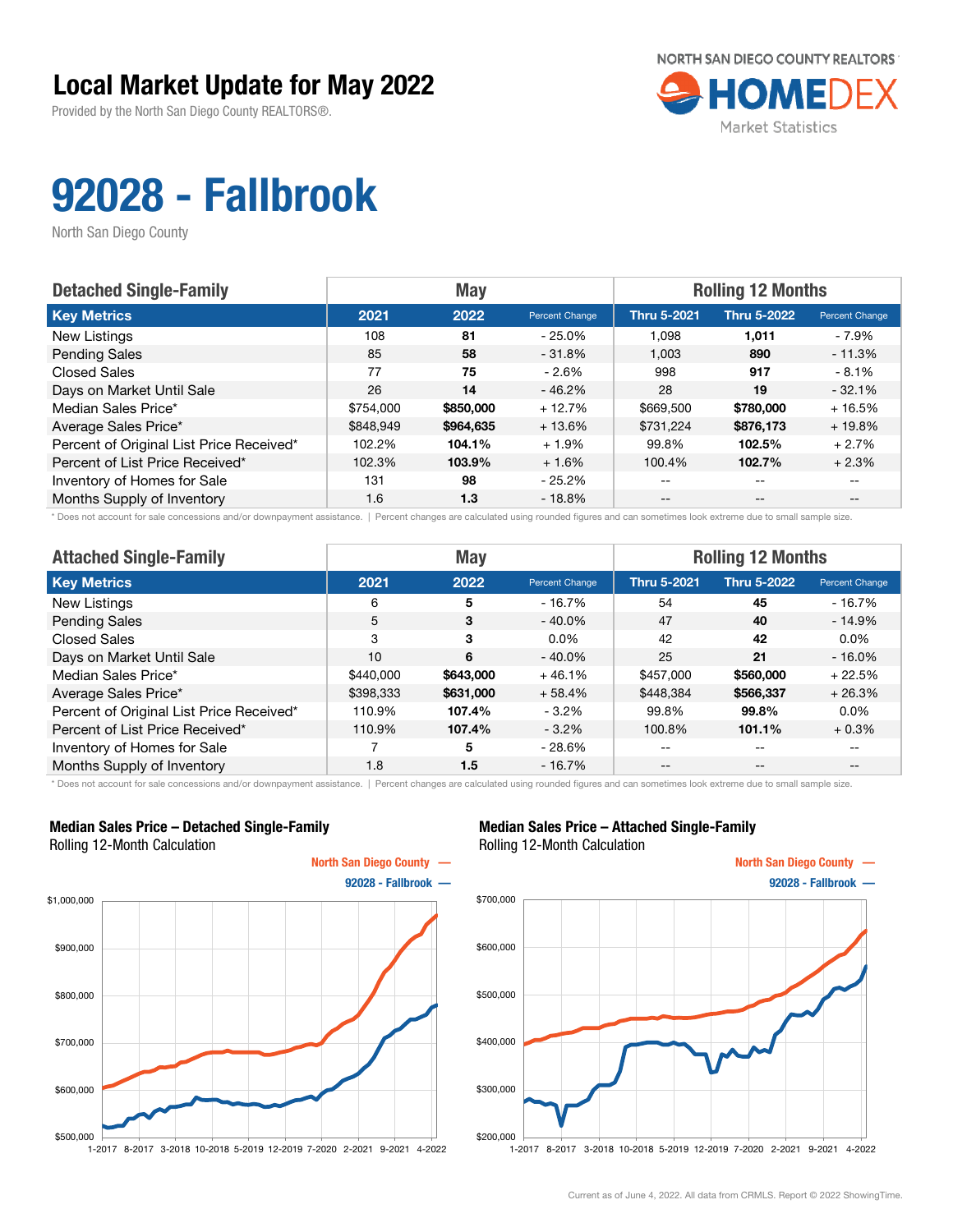# Local Market Update for May 2022

Provided by the North San Diego County REALTORS®.

NORTH SAN DIEGO COUNTY REALTORS HOMEDEX Market Statistics

# 92028 - Fallbrook

North San Diego County

| Detached Single-Family | May | | | Rolling 12 Months | | |
|---|---|---|---|---|---|---|
| **Key Metrics** | **2021** | **2022** | **Percent Change** | **Thru 5-2021** | **Thru 5-2022** | **Percent Change** |
| New Listings | 108 | **81** | - 25.0% | 1,098 | **1,011** | - 7.9% |
| Pending Sales | 85 | **58** | - 31.8% | 1,003 | **890** | - 11.3% |
| Closed Sales | 77 | **75** | - 2.6% | 998 | **917** | - 8.1% |
| Days on Market Until Sale | 26 | **14** | - 46.2% | 28 | **19** | - 32.1% |
| Median Sales Price* | $754,000 | **$850,000** | + 12.7% | $669,500 | **$780,000** | + 16.5% |
| Average Sales Price* | $848,949 | **$964,635** | + 13.6% | $731,224 | **$876,173** | + 19.8% |
| Percent of Original List Price Received* | 102.2% | **104.1%** | + 1.9% | 99.8% | **102.5%** | + 2.7% |
| Percent of List Price Received* | 102.3% | **103.9%** | + 1.6% | 100.4% | **102.7%** | + 2.3% |
| Inventory of Homes for Sale | 131 | **98** | - 25.2% | -- | -- | -- |
| Months Supply of Inventory | 1.6 | **1.3** | - 18.8% | -- | -- | -- |

\* Does not account for sale concessions and/or downpayment assistance. | Percent changes are calculated using rounded figures and can sometimes look extreme due to small sample size.

| Attached Single-Family | May | | | Rolling 12 Months | | |
|---|---|---|---|---|---|---|
| **Key Metrics** | **2021** | **2022** | **Percent Change** | **Thru 5-2021** | **Thru 5-2022** | **Percent Change** |
| New Listings | 6 | **5** | - 16.7% | 54 | **45** | - 16.7% |
| Pending Sales | 5 | **3** | - 40.0% | 47 | **40** | - 14.9% |
| Closed Sales | 3 | **3** | 0.0% | 42 | **42** | 0.0% |
| Days on Market Until Sale | 10 | **6** | - 40.0% | 25 | **21** | - 16.0% |
| Median Sales Price* | $440,000 | **$643,000** | + 46.1% | $457,000 | **$560,000** | + 22.5% |
| Average Sales Price* | $398,333 | **$631,000** | + 58.4% | $448,384 | **$566,337** | + 26.3% |
| Percent of Original List Price Received* | 110.9% | **107.4%** | - 3.2% | 99.8% | **99.8%** | 0.0% |
| Percent of List Price Received* | 110.9% | **107.4%** | - 3.2% | 100.8% | **101.1%** | + 0.3% |
| Inventory of Homes for Sale | 7 | **5** | - 28.6% | -- | -- | -- |
| Months Supply of Inventory | 1.8 | **1.5** | - 16.7% | -- | -- | -- |

\* Does not account for sale concessions and/or downpayment assistance. | Percent changes are calculated using rounded figures and can sometimes look extreme due to small sample size.

**Median Sales Price – Detached Single-Family**
Rolling 12-Month Calculation

North San Diego County —
92028 - Fallbrook —

**Median Sales Price – Attached Single-Family**
Rolling 12-Month Calculation

North San Diego County —
92028 - Fallbrook —

Current as of June 4, 2022. All data from CRMLS. Report © 2022 ShowingTime.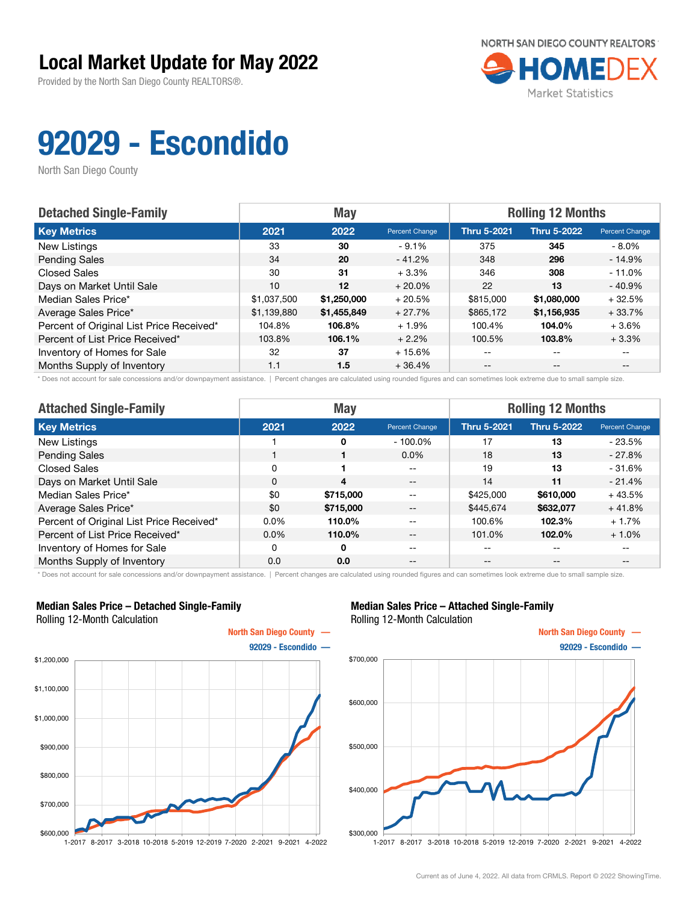# Local Market Update for May 2022

Provided by the North San Diego County REALTORS®.

NORTH SAN DIEGO COUNTY REALTORS HOMEDEX Market Statistics

# 92029 - Escondido

North San Diego County

| Detached Single-Family | May | | | Rolling 12 Months | | |
|---|---|---|---|---|---|---|
| **Key Metrics** | **2021** | **2022** | **Percent Change** | **Thru 5-2021** | **Thru 5-2022** | **Percent Change** |
| New Listings | 33 | **30** | - 9.1% | 375 | **345** | - 8.0% |
| Pending Sales | 34 | **20** | - 41.2% | 348 | **296** | - 14.9% |
| Closed Sales | 30 | **31** | + 3.3% | 346 | **308** | - 11.0% |
| Days on Market Until Sale | 10 | **12** | + 20.0% | 22 | **13** | - 40.9% |
| Median Sales Price* | $1,037,500 | **$1,250,000** | + 20.5% | $815,000 | **$1,080,000** | + 32.5% |
| Average Sales Price* | $1,139,880 | **$1,455,849** | + 27.7% | $865,172 | **$1,156,935** | + 33.7% |
| Percent of Original List Price Received* | 104.8% | **106.8%** | + 1.9% | 100.4% | **104.0%** | + 3.6% |
| Percent of List Price Received* | 103.8% | **106.1%** | + 2.2% | 100.5% | **103.8%** | + 3.3% |
| Inventory of Homes for Sale | 32 | **37** | + 15.6% | -- | -- | -- |
| Months Supply of Inventory | 1.1 | **1.5** | + 36.4% | -- | -- | -- |

\* Does not account for sale concessions and/or downpayment assistance. | Percent changes are calculated using rounded figures and can sometimes look extreme due to small sample size.

| Attached Single-Family | May | | | Rolling 12 Months | | |
|---|---|---|---|---|---|---|
| **Key Metrics** | **2021** | **2022** | **Percent Change** | **Thru 5-2021** | **Thru 5-2022** | **Percent Change** |
| New Listings | 1 | **0** | - 100.0% | 17 | **13** | - 23.5% |
| Pending Sales | 1 | **1** | 0.0% | 18 | **13** | - 27.8% |
| Closed Sales | 0 | **1** | -- | 19 | **13** | - 31.6% |
| Days on Market Until Sale | 0 | **4** | -- | 14 | **11** | - 21.4% |
| Median Sales Price* | $0 | **$715,000** | -- | $425,000 | **$610,000** | + 43.5% |
| Average Sales Price* | $0 | **$715,000** | -- | $445,674 | **$632,077** | + 41.8% |
| Percent of Original List Price Received* | 0.0% | **110.0%** | -- | 100.6% | **102.3%** | + 1.7% |
| Percent of List Price Received* | 0.0% | **110.0%** | -- | 101.0% | **102.0%** | + 1.0% |
| Inventory of Homes for Sale | 0 | **0** | -- | -- | -- | -- |
| Months Supply of Inventory | 0.0 | **0.0** | -- | -- | -- | -- |

\* Does not account for sale concessions and/or downpayment assistance. | Percent changes are calculated using rounded figures and can sometimes look extreme due to small sample size.

**Median Sales Price – Detached Single-Family**
Rolling 12-Month Calculation

North San Diego County —
92029 - Escondido —

**Median Sales Price – Attached Single-Family**
Rolling 12-Month Calculation

North San Diego County —
92029 - Escondido —

Current as of June 4, 2022. All data from CRMLS. Report © 2022 ShowingTime.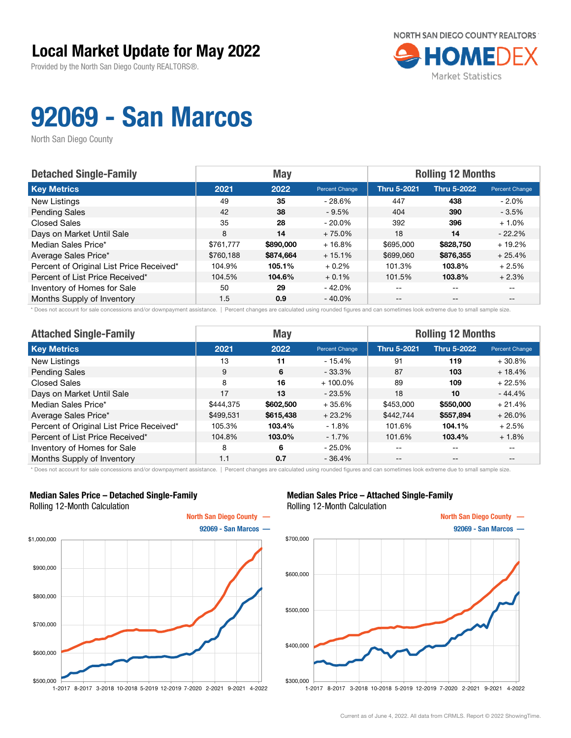# Local Market Update for May 2022

Provided by the North San Diego County REALTORS®.

NORTH SAN DIEGO COUNTY REALTORS® HOMEDEX Market Statistics

# 92069 - San Marcos

North San Diego County

| Detached Single-Family | May | | | Rolling 12 Months | | |
|---|---|---|---|---|---|---|
| **Key Metrics** | **2021** | **2022** | **Percent Change** | **Thru 5-2021** | **Thru 5-2022** | **Percent Change** |
| New Listings | 49 | **35** | - 28.6% | 447 | **438** | - 2.0% |
| Pending Sales | 42 | **38** | - 9.5% | 404 | **390** | - 3.5% |
| Closed Sales | 35 | **28** | - 20.0% | 392 | **396** | + 1.0% |
| Days on Market Until Sale | 8 | **14** | + 75.0% | 18 | **14** | - 22.2% |
| Median Sales Price* | $761,777 | **$890,000** | + 16.8% | $695,000 | **$828,750** | + 19.2% |
| Average Sales Price* | $760,188 | **$874,664** | + 15.1% | $699,060 | **$876,355** | + 25.4% |
| Percent of Original List Price Received* | 104.9% | **105.1%** | + 0.2% | 101.3% | **103.8%** | + 2.5% |
| Percent of List Price Received* | 104.5% | **104.6%** | + 0.1% | 101.5% | **103.8%** | + 2.3% |
| Inventory of Homes for Sale | 50 | **29** | - 42.0% | -- | -- | -- |
| Months Supply of Inventory | 1.5 | **0.9** | - 40.0% | -- | -- | -- |

\* Does not account for sale concessions and/or downpayment assistance. | Percent changes are calculated using rounded figures and can sometimes look extreme due to small sample size.

| Attached Single-Family | May | | | Rolling 12 Months | | |
|---|---|---|---|---|---|---|
| **Key Metrics** | **2021** | **2022** | **Percent Change** | **Thru 5-2021** | **Thru 5-2022** | **Percent Change** |
| New Listings | 13 | **11** | - 15.4% | 91 | **119** | + 30.8% |
| Pending Sales | 9 | **6** | - 33.3% | 87 | **103** | + 18.4% |
| Closed Sales | 8 | **16** | + 100.0% | 89 | **109** | + 22.5% |
| Days on Market Until Sale | 17 | **13** | - 23.5% | 18 | **10** | - 44.4% |
| Median Sales Price* | $444,375 | **$602,500** | + 35.6% | $453,000 | **$550,000** | + 21.4% |
| Average Sales Price* | $499,531 | **$615,438** | + 23.2% | $442,744 | **$557,894** | + 26.0% |
| Percent of Original List Price Received* | 105.3% | **103.4%** | - 1.8% | 101.6% | **104.1%** | + 2.5% |
| Percent of List Price Received* | 104.8% | **103.0%** | - 1.7% | 101.6% | **103.4%** | + 1.8% |
| Inventory of Homes for Sale | 8 | **6** | - 25.0% | -- | -- | -- |
| Months Supply of Inventory | 1.1 | **0.7** | - 36.4% | -- | -- | -- |

\* Does not account for sale concessions and/or downpayment assistance. | Percent changes are calculated using rounded figures and can sometimes look extreme due to small sample size.

**Median Sales Price – Detached Single-Family**
Rolling 12-Month Calculation

North San Diego County —
92069 - San Marcos —

**Median Sales Price – Attached Single-Family**
Rolling 12-Month Calculation

North San Diego County —
92069 - San Marcos —

Current as of June 4, 2022. All data from CRMLS. Report © 2022 ShowingTime.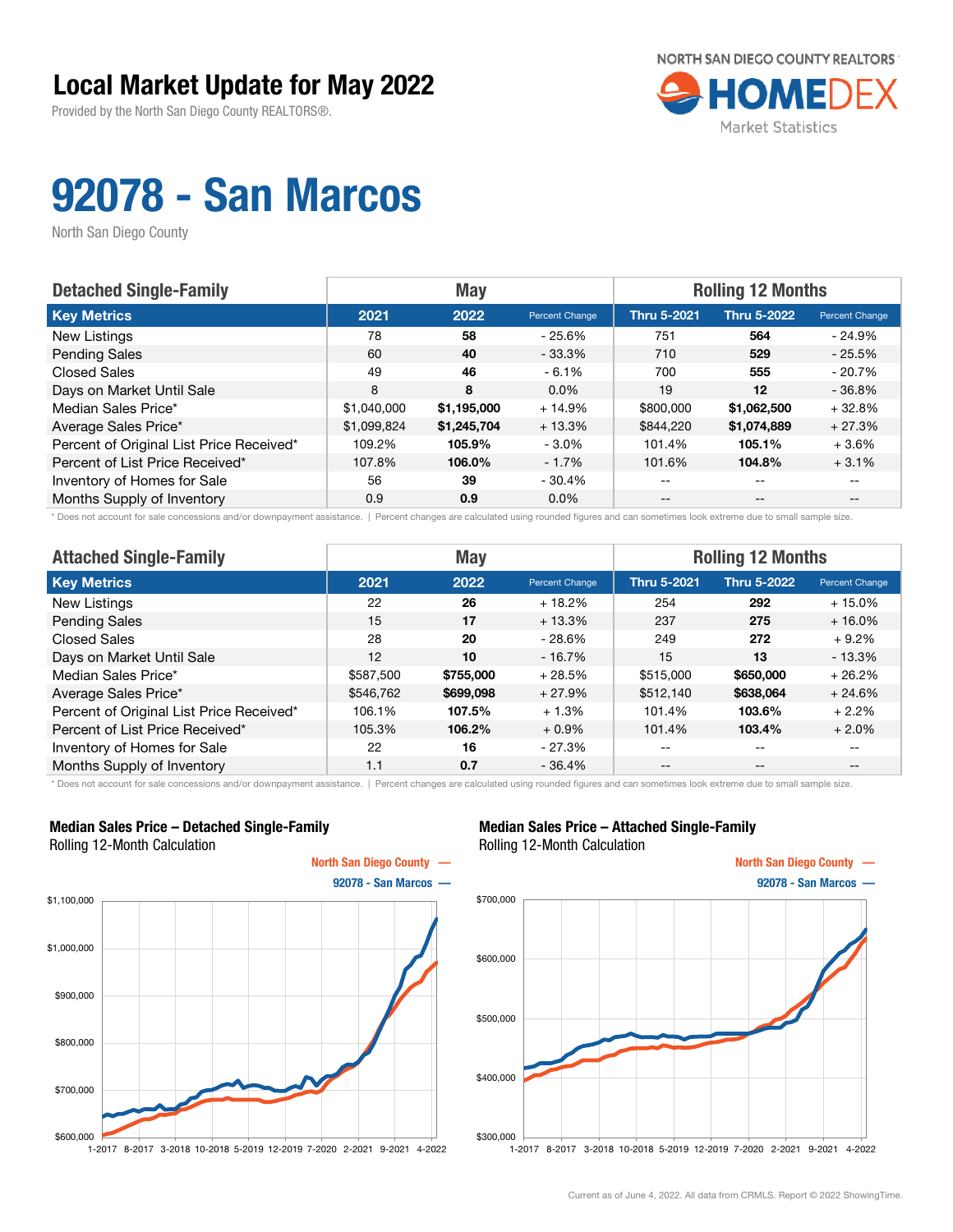# Local Market Update for May 2022

Provided by the North San Diego County REALTORS®.

NORTH SAN DIEGO COUNTY REALTORS®
HOMEDEX
Market Statistics

# 92078 - San Marcos

North San Diego County

| Detached Single-Family | May | | | Rolling 12 Months | | |
|---|---|---|---|---|---|---|
| **Key Metrics** | **2021** | **2022** | **Percent Change** | **Thru 5-2021** | **Thru 5-2022** | **Percent Change** |
| New Listings | 78 | **58** | - 25.6% | 751 | **564** | - 24.9% |
| Pending Sales | 60 | **40** | - 33.3% | 710 | **529** | - 25.5% |
| Closed Sales | 49 | **46** | - 6.1% | 700 | **555** | - 20.7% |
| Days on Market Until Sale | 8 | **8** | 0.0% | 19 | **12** | - 36.8% |
| Median Sales Price* | $1,040,000 | **$1,195,000** | + 14.9% | $800,000 | **$1,062,500** | + 32.8% |
| Average Sales Price* | $1,099,824 | **$1,245,704** | + 13.3% | $844,220 | **$1,074,889** | + 27.3% |
| Percent of Original List Price Received* | 109.2% | **105.9%** | - 3.0% | 101.4% | **105.1%** | + 3.6% |
| Percent of List Price Received* | 107.8% | **106.0%** | - 1.7% | 101.6% | **104.8%** | + 3.1% |
| Inventory of Homes for Sale | 56 | **39** | - 30.4% | -- | -- | -- |
| Months Supply of Inventory | 0.9 | **0.9** | 0.0% | -- | -- | -- |

\* Does not account for sale concessions and/or downpayment assistance. | Percent changes are calculated using rounded figures and can sometimes look extreme due to small sample size.

| Attached Single-Family | May | | | Rolling 12 Months | | |
|---|---|---|---|---|---|---|
| **Key Metrics** | **2021** | **2022** | **Percent Change** | **Thru 5-2021** | **Thru 5-2022** | **Percent Change** |
| New Listings | 22 | **26** | + 18.2% | 254 | **292** | + 15.0% |
| Pending Sales | 15 | **17** | + 13.3% | 237 | **275** | + 16.0% |
| Closed Sales | 28 | **20** | - 28.6% | 249 | **272** | + 9.2% |
| Days on Market Until Sale | 12 | **10** | - 16.7% | 15 | **13** | - 13.3% |
| Median Sales Price* | $587,500 | **$755,000** | + 28.5% | $515,000 | **$650,000** | + 26.2% |
| Average Sales Price* | $546,762 | **$699,098** | + 27.9% | $512,140 | **$638,064** | + 24.6% |
| Percent of Original List Price Received* | 106.1% | **107.5%** | + 1.3% | 101.4% | **103.6%** | + 2.2% |
| Percent of List Price Received* | 105.3% | **106.2%** | + 0.9% | 101.4% | **103.4%** | + 2.0% |
| Inventory of Homes for Sale | 22 | **16** | - 27.3% | -- | -- | -- |
| Months Supply of Inventory | 1.1 | **0.7** | - 36.4% | -- | -- | -- |

\* Does not account for sale concessions and/or downpayment assistance. | Percent changes are calculated using rounded figures and can sometimes look extreme due to small sample size.

**Median Sales Price – Detached Single-Family**
Rolling 12-Month Calculation

North San Diego County —
92078 - San Marcos —

**Median Sales Price – Attached Single-Family**
Rolling 12-Month Calculation

North San Diego County —
92078 - San Marcos —

Current as of June 4, 2022. All data from CRMLS. Report © 2022 ShowingTime.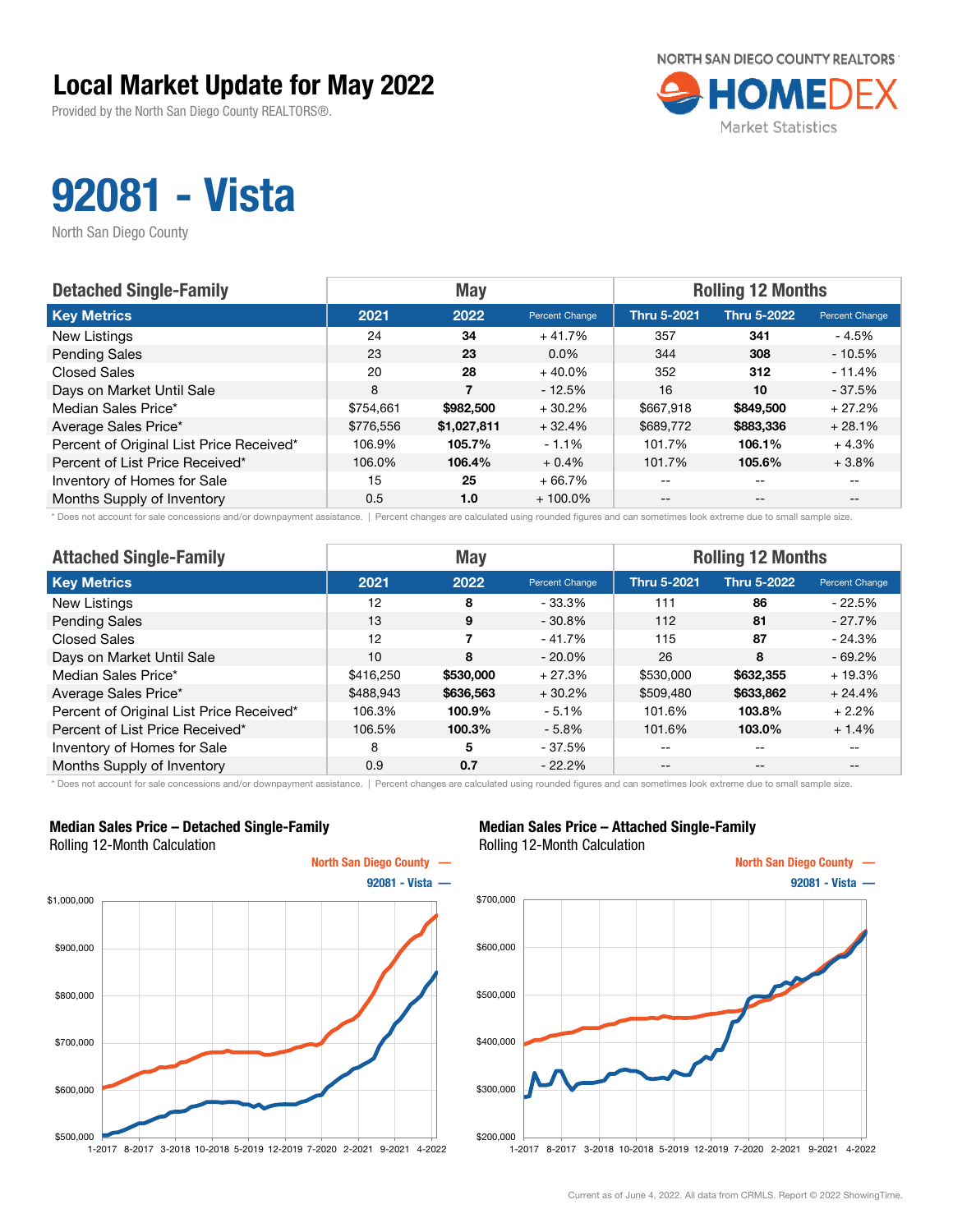# Local Market Update for May 2022

Provided by the North San Diego County REALTORS®.

NORTH SAN DIEGO COUNTY REALTORS® HOMEDEX Market Statistics

# 92081 - Vista

North San Diego County

| Detached Single-Family | May | | | Rolling 12 Months | | |
|---|---|---|---|---|---|---|
| **Key Metrics** | **2021** | **2022** | **Percent Change** | **Thru 5-2021** | **Thru 5-2022** | **Percent Change** |
| New Listings | 24 | **34** | + 41.7% | 357 | **341** | - 4.5% |
| Pending Sales | 23 | **23** | 0.0% | 344 | **308** | - 10.5% |
| Closed Sales | 20 | **28** | + 40.0% | 352 | **312** | - 11.4% |
| Days on Market Until Sale | 8 | **7** | - 12.5% | 16 | **10** | - 37.5% |
| Median Sales Price* | $754,661 | **$982,500** | + 30.2% | $667,918 | **$849,500** | + 27.2% |
| Average Sales Price* | $776,556 | **$1,027,811** | + 32.4% | $689,772 | **$883,336** | + 28.1% |
| Percent of Original List Price Received* | 106.9% | **105.7%** | - 1.1% | 101.7% | **106.1%** | + 4.3% |
| Percent of List Price Received* | 106.0% | **106.4%** | + 0.4% | 101.7% | **105.6%** | + 3.8% |
| Inventory of Homes for Sale | 15 | **25** | + 66.7% | -- | -- | -- |
| Months Supply of Inventory | 0.5 | **1.0** | + 100.0% | -- | -- | -- |

\* Does not account for sale concessions and/or downpayment assistance. | Percent changes are calculated using rounded figures and can sometimes look extreme due to small sample size.

| Attached Single-Family | May | | | Rolling 12 Months | | |
|---|---|---|---|---|---|---|
| **Key Metrics** | **2021** | **2022** | **Percent Change** | **Thru 5-2021** | **Thru 5-2022** | **Percent Change** |
| New Listings | 12 | **8** | - 33.3% | 111 | **86** | - 22.5% |
| Pending Sales | 13 | **9** | - 30.8% | 112 | **81** | - 27.7% |
| Closed Sales | 12 | **7** | - 41.7% | 115 | **87** | - 24.3% |
| Days on Market Until Sale | 10 | **8** | - 20.0% | 26 | **8** | - 69.2% |
| Median Sales Price* | $416,250 | **$530,000** | + 27.3% | $530,000 | **$632,355** | + 19.3% |
| Average Sales Price* | $488,943 | **$636,563** | + 30.2% | $509,480 | **$633,862** | + 24.4% |
| Percent of Original List Price Received* | 106.3% | **100.9%** | - 5.1% | 101.6% | **103.8%** | + 2.2% |
| Percent of List Price Received* | 106.5% | **100.3%** | - 5.8% | 101.6% | **103.0%** | + 1.4% |
| Inventory of Homes for Sale | 8 | **5** | - 37.5% | -- | -- | -- |
| Months Supply of Inventory | 0.9 | **0.7** | - 22.2% | -- | -- | -- |

\* Does not account for sale concessions and/or downpayment assistance. | Percent changes are calculated using rounded figures and can sometimes look extreme due to small sample size.

**Median Sales Price – Detached Single-Family**
Rolling 12-Month Calculation

**Median Sales Price – Attached Single-Family**
Rolling 12-Month Calculation

Current as of June 4, 2022. All data from CRMLS. Report © 2022 ShowingTime.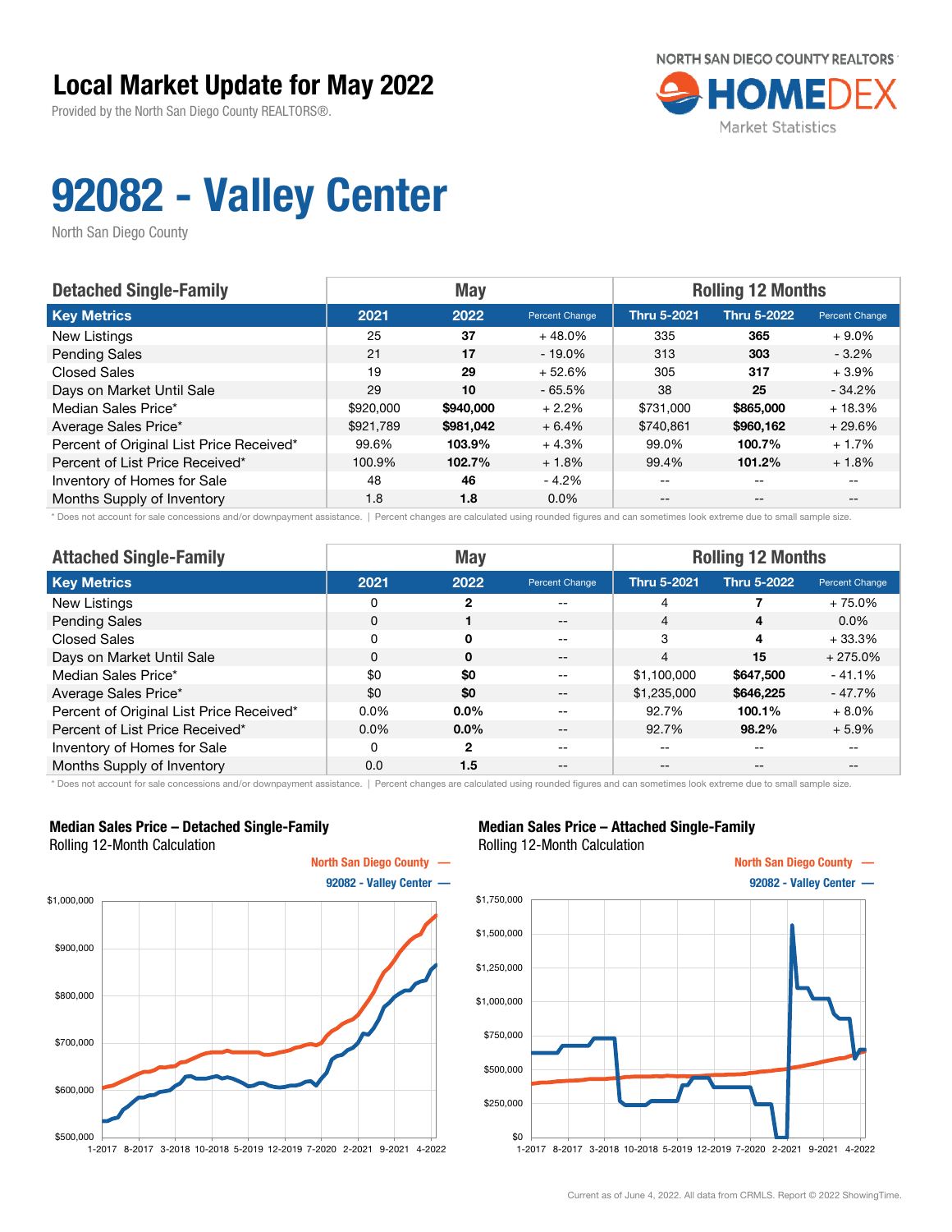# Local Market Update for May 2022

Provided by the North San Diego County REALTORS®.

NORTH SAN DIEGO COUNTY REALTORS HOMEDEX Market Statistics

# 92082 - Valley Center

North San Diego County

| Detached Single-Family | May | | | Rolling 12 Months | | |
|---|---|---|---|---|---|---|
| **Key Metrics** | **2021** | **2022** | **Percent Change** | **Thru 5-2021** | **Thru 5-2022** | **Percent Change** |
| New Listings | 25 | **37** | + 48.0% | 335 | **365** | + 9.0% |
| Pending Sales | 21 | **17** | - 19.0% | 313 | **303** | - 3.2% |
| Closed Sales | 19 | **29** | + 52.6% | 305 | **317** | + 3.9% |
| Days on Market Until Sale | 29 | **10** | - 65.5% | 38 | **25** | - 34.2% |
| Median Sales Price* | $920,000 | **$940,000** | + 2.2% | $731,000 | **$865,000** | + 18.3% |
| Average Sales Price* | $921,789 | **$981,042** | + 6.4% | $740,861 | **$960,162** | + 29.6% |
| Percent of Original List Price Received* | 99.6% | **103.9%** | + 4.3% | 99.0% | **100.7%** | + 1.7% |
| Percent of List Price Received* | 100.9% | **102.7%** | + 1.8% | 99.4% | **101.2%** | + 1.8% |
| Inventory of Homes for Sale | 48 | **46** | - 4.2% | -- | -- | -- |
| Months Supply of Inventory | 1.8 | **1.8** | 0.0% | -- | -- | -- |

\* Does not account for sale concessions and/or downpayment assistance. | Percent changes are calculated using rounded figures and can sometimes look extreme due to small sample size.

| Attached Single-Family | May | | | Rolling 12 Months | | |
|---|---|---|---|---|---|---|
| **Key Metrics** | **2021** | **2022** | **Percent Change** | **Thru 5-2021** | **Thru 5-2022** | **Percent Change** |
| New Listings | 0 | **2** | -- | 4 | **7** | + 75.0% |
| Pending Sales | 0 | **1** | -- | 4 | **4** | 0.0% |
| Closed Sales | 0 | **0** | -- | 3 | **4** | + 33.3% |
| Days on Market Until Sale | 0 | **0** | -- | 4 | **15** | + 275.0% |
| Median Sales Price* | $0 | **$0** | -- | $1,100,000 | **$647,500** | - 41.1% |
| Average Sales Price* | $0 | **$0** | -- | $1,235,000 | **$646,225** | - 47.7% |
| Percent of Original List Price Received* | 0.0% | **0.0%** | -- | 92.7% | **100.1%** | + 8.0% |
| Percent of List Price Received* | 0.0% | **0.0%** | -- | 92.7% | **98.2%** | + 5.9% |
| Inventory of Homes for Sale | 0 | **2** | -- | -- | -- | -- |
| Months Supply of Inventory | 0.0 | **1.5** | -- | -- | -- | -- |

\* Does not account for sale concessions and/or downpayment assistance. | Percent changes are calculated using rounded figures and can sometimes look extreme due to small sample size.

**Median Sales Price – Detached Single-Family**
Rolling 12-Month Calculation

North San Diego County —
92082 - Valley Center —

**Median Sales Price – Attached Single-Family**
Rolling 12-Month Calculation

North San Diego County —
92082 - Valley Center —

Current as of June 4, 2022. All data from CRMLS. Report © 2022 ShowingTime.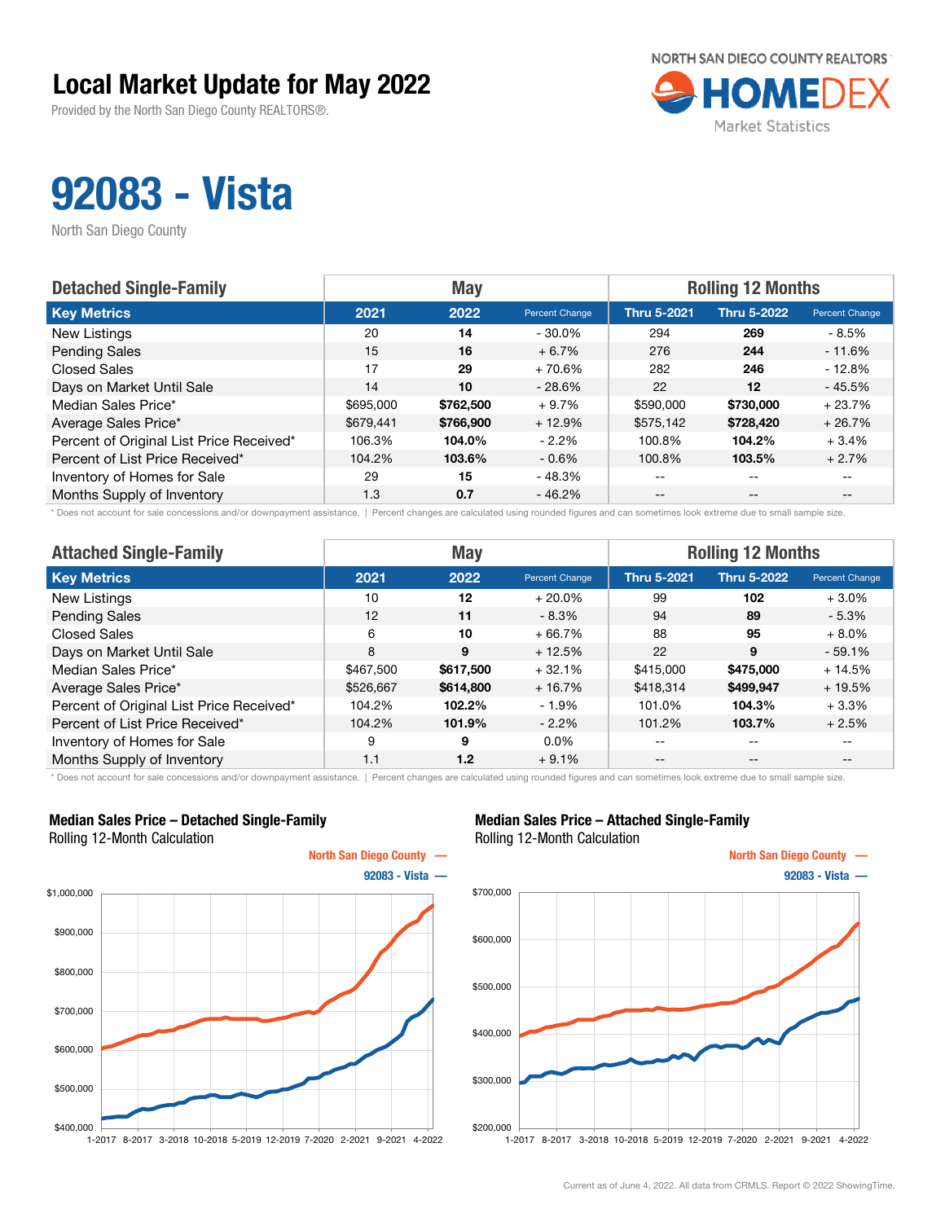# Local Market Update for May 2022

Provided by the North San Diego County REALTORS®.

NORTH SAN DIEGO COUNTY REALTORS HOMEDEX Market Statistics

# 92083 - Vista

North San Diego County

| Detached Single-Family | May | | | Rolling 12 Months | | |
|---|---|---|---|---|---|---|
| **Key Metrics** | **2021** | **2022** | **Percent Change** | **Thru 5-2021** | **Thru 5-2022** | **Percent Change** |
| New Listings | 20 | **14** | - 30.0% | 294 | **269** | - 8.5% |
| Pending Sales | 15 | **16** | + 6.7% | 276 | **244** | - 11.6% |
| Closed Sales | 17 | **29** | + 70.6% | 282 | **246** | - 12.8% |
| Days on Market Until Sale | 14 | **10** | - 28.6% | 22 | **12** | - 45.5% |
| Median Sales Price* | $695,000 | **$762,500** | + 9.7% | $590,000 | **$730,000** | + 23.7% |
| Average Sales Price* | $679,441 | **$766,900** | + 12.9% | $575,142 | **$728,420** | + 26.7% |
| Percent of Original List Price Received* | 106.3% | **104.0%** | - 2.2% | 100.8% | **104.2%** | + 3.4% |
| Percent of List Price Received* | 104.2% | **103.6%** | - 0.6% | 100.8% | **103.5%** | + 2.7% |
| Inventory of Homes for Sale | 29 | **15** | - 48.3% | -- | -- | -- |
| Months Supply of Inventory | 1.3 | **0.7** | - 46.2% | -- | -- | -- |

\* Does not account for sale concessions and/or downpayment assistance. | Percent changes are calculated using rounded figures and can sometimes look extreme due to small sample size.

| Attached Single-Family | May | | | Rolling 12 Months | | |
|---|---|---|---|---|---|---|
| **Key Metrics** | **2021** | **2022** | **Percent Change** | **Thru 5-2021** | **Thru 5-2022** | **Percent Change** |
| New Listings | 10 | **12** | + 20.0% | 99 | **102** | + 3.0% |
| Pending Sales | 12 | **11** | - 8.3% | 94 | **89** | - 5.3% |
| Closed Sales | 6 | **10** | + 66.7% | 88 | **95** | + 8.0% |
| Days on Market Until Sale | 8 | **9** | + 12.5% | 22 | **9** | - 59.1% |
| Median Sales Price* | $467,500 | **$617,500** | + 32.1% | $415,000 | **$475,000** | + 14.5% |
| Average Sales Price* | $526,667 | **$614,800** | + 16.7% | $418,314 | **$499,947** | + 19.5% |
| Percent of Original List Price Received* | 104.2% | **102.2%** | - 1.9% | 101.0% | **104.3%** | + 3.3% |
| Percent of List Price Received* | 104.2% | **101.9%** | - 2.2% | 101.2% | **103.7%** | + 2.5% |
| Inventory of Homes for Sale | 9 | **9** | 0.0% | -- | -- | -- |
| Months Supply of Inventory | 1.1 | **1.2** | + 9.1% | -- | -- | -- |

\* Does not account for sale concessions and/or downpayment assistance. | Percent changes are calculated using rounded figures and can sometimes look extreme due to small sample size.

## Median Sales Price – Detached Single-Family

Rolling 12-Month Calculation

North San Diego County — | 92083 - Vista —

## Median Sales Price – Attached Single-Family

Rolling 12-Month Calculation

North San Diego County — | 92083 - Vista —

Current as of June 4, 2022. All data from CRMLS. Report © 2022 ShowingTime.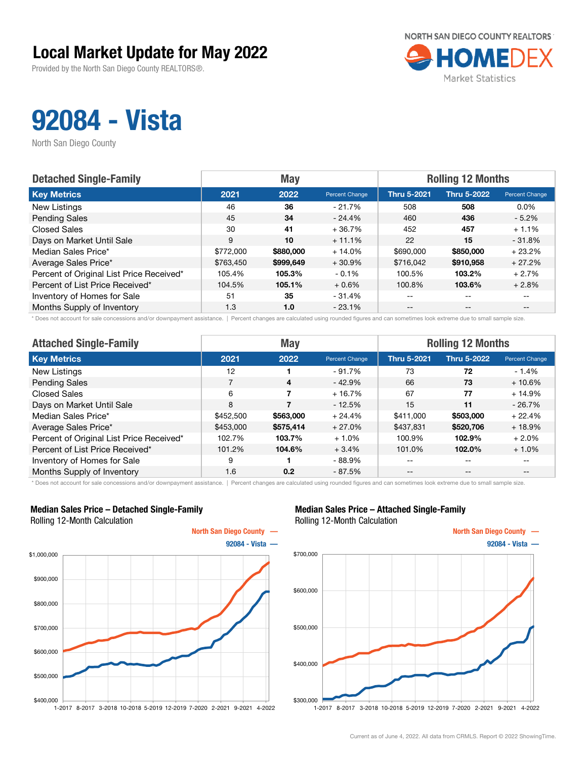# Local Market Update for May 2022

Provided by the North San Diego County REALTORS®.

NORTH SAN DIEGO COUNTY REALTORS HOMEDEX Market Statistics

# 92084 - Vista

North San Diego County

| Detached Single-Family | May | | | Rolling 12 Months | | |
|---|---|---|---|---|---|---|
| **Key Metrics** | **2021** | **2022** | **Percent Change** | **Thru 5-2021** | **Thru 5-2022** | **Percent Change** |
| New Listings | 46 | **36** | - 21.7% | 508 | **508** | 0.0% |
| Pending Sales | 45 | **34** | - 24.4% | 460 | **436** | - 5.2% |
| Closed Sales | 30 | **41** | + 36.7% | 452 | **457** | + 1.1% |
| Days on Market Until Sale | 9 | **10** | + 11.1% | 22 | **15** | - 31.8% |
| Median Sales Price* | $772,000 | **$880,000** | + 14.0% | $690,000 | **$850,000** | + 23.2% |
| Average Sales Price* | $763,450 | **$999,649** | + 30.9% | $716,042 | **$910,958** | + 27.2% |
| Percent of Original List Price Received* | 105.4% | **105.3%** | - 0.1% | 100.5% | **103.2%** | + 2.7% |
| Percent of List Price Received* | 104.5% | **105.1%** | + 0.6% | 100.8% | **103.6%** | + 2.8% |
| Inventory of Homes for Sale | 51 | **35** | - 31.4% | -- | -- | -- |
| Months Supply of Inventory | 1.3 | **1.0** | - 23.1% | -- | -- | -- |

\* Does not account for sale concessions and/or downpayment assistance. | Percent changes are calculated using rounded figures and can sometimes look extreme due to small sample size.

| Attached Single-Family | May | | | Rolling 12 Months | | |
|---|---|---|---|---|---|---|
| **Key Metrics** | **2021** | **2022** | **Percent Change** | **Thru 5-2021** | **Thru 5-2022** | **Percent Change** |
| New Listings | 12 | **1** | - 91.7% | 73 | **72** | - 1.4% |
| Pending Sales | 7 | **4** | - 42.9% | 66 | **73** | + 10.6% |
| Closed Sales | 6 | **7** | + 16.7% | 67 | **77** | + 14.9% |
| Days on Market Until Sale | 8 | **7** | - 12.5% | 15 | **11** | - 26.7% |
| Median Sales Price* | $452,500 | **$563,000** | + 24.4% | $411,000 | **$503,000** | + 22.4% |
| Average Sales Price* | $453,000 | **$575,414** | + 27.0% | $437,831 | **$520,706** | + 18.9% |
| Percent of Original List Price Received* | 102.7% | **103.7%** | + 1.0% | 100.9% | **102.9%** | + 2.0% |
| Percent of List Price Received* | 101.2% | **104.6%** | + 3.4% | 101.0% | **102.0%** | + 1.0% |
| Inventory of Homes for Sale | 9 | **1** | - 88.9% | -- | -- | -- |
| Months Supply of Inventory | 1.6 | **0.2** | - 87.5% | -- | -- | -- |

\* Does not account for sale concessions and/or downpayment assistance. | Percent changes are calculated using rounded figures and can sometimes look extreme due to small sample size.

### Median Sales Price – Detached Single-Family
Rolling 12-Month Calculation

North San Diego County —
92084 - Vista —

$1,000,000
$900,000
$800,000
$700,000
$600,000
$500,000
$400,000

1-2017 8-2017 3-2018 10-2018 5-2019 12-2019 7-2020 2-2021 9-2021 4-2022

### Median Sales Price – Attached Single-Family
Rolling 12-Month Calculation

North San Diego County —
92084 - Vista —

$700,000
$600,000
$500,000
$400,000
$300,000

1-2017 8-2017 3-2018 10-2018 5-2019 12-2019 7-2020 2-2021 9-2021 4-2022

Current as of June 4, 2022. All data from CRMLS. Report © 2022 ShowingTime.